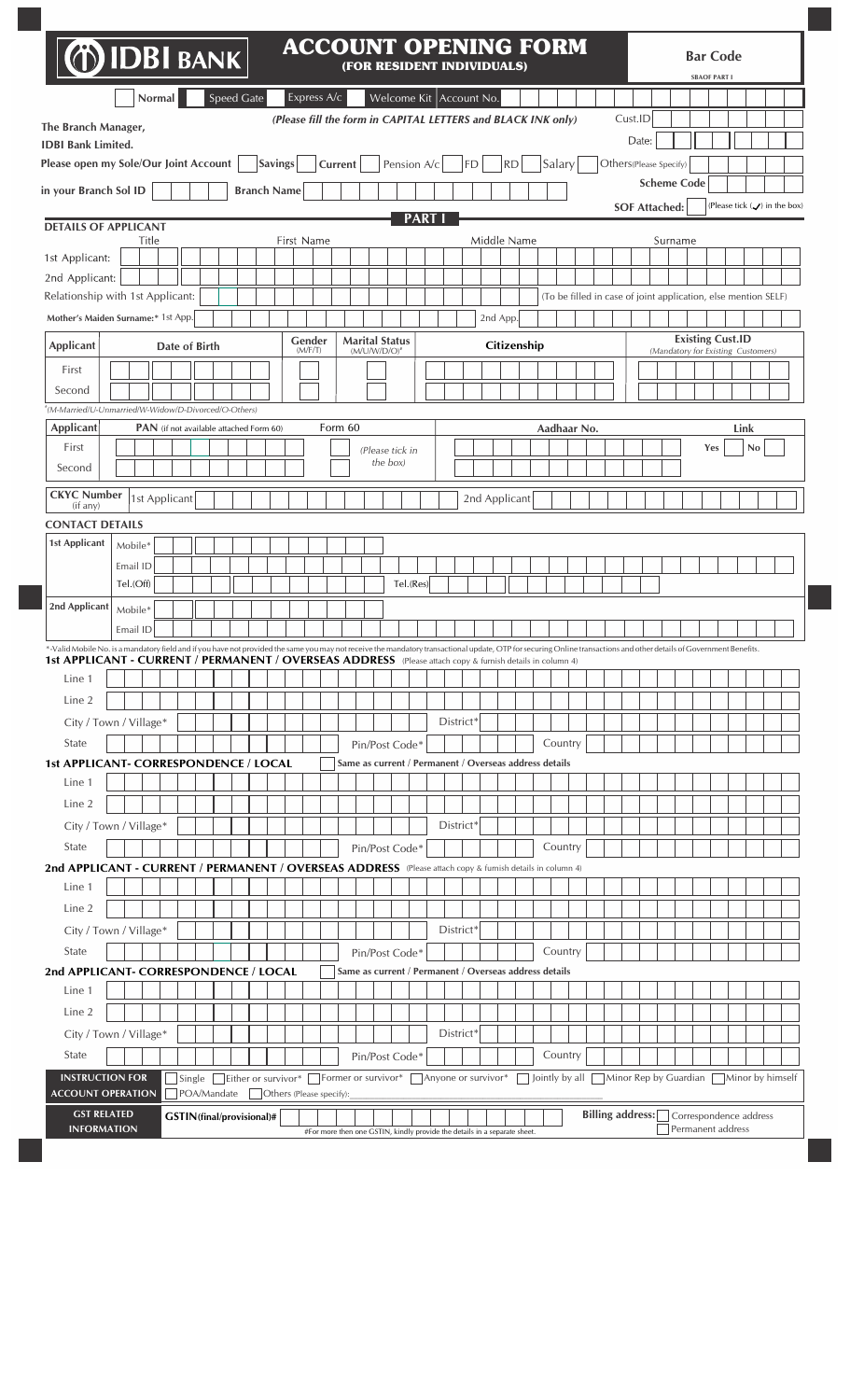# IDBI BANK

## ACCOUNT OPENING FORM
### (FOR RESIDENT INDIVIDUALS)

**Bar Code**

SBAOF PART I

☐ Normal ☐ Speed Gate ☐ Express A/c ☐ Welcome Kit | Account No.

*(Please fill the form in CAPITAL LETTERS and BLACK INK only)*

Cust.ID

Date:

**The Branch Manager,**
**IDBI Bank Limited.**

**Please open my Sole/Our Joint Account** ☐ **Savings** ☐ **Current** ☐ Pension A/c ☐ FD ☐ RD ☐ Salary ☐ Others(Please Specify)

**Scheme Code**

**in your Branch Sol ID** | **Branch Name**

**SOF Attached:** ☐ (Please tick (✓) in the box)

## PART I

**DETAILS OF APPLICANT**

| | Title | First Name | Middle Name | Surname |
|---|---|---|---|---|
| 1st Applicant: | | | | |
| 2nd Applicant: | | | | |

Relationship with 1st Applicant: (To be filled in case of joint application, else mention SELF)

**Mother's Maiden Surname:*** 1st App. | 2nd App.

| Applicant | Date of Birth | Gender (M/F/T) | Marital Status (M/U/W/D/O)* | Citizenship | Existing Cust.ID *(Mandatory for Existing Customers)* |
|---|---|---|---|---|---|
| First | | | | | |
| Second | | | | | |

*(M-Married/U-Unmarried/W-Widow/D-Divorced/O-Others)

| Applicant | PAN (if not available attached Form 60) | Form 60 | Aadhaar No. | Link |
|---|---|---|---|---|
| First | | *(Please tick in the box)* | | Yes ☐ No ☐ |
| Second | | | | |

**CKYC Number** (if any) 1st Applicant | 2nd Applicant

**CONTACT DETAILS**

| | |
|---|---|
| **1st Applicant** | Mobile* |
| | Email ID |
| | Tel.(Off) Tel.(Res) |
| **2nd Applicant** | Mobile* |
| | Email ID |

*-Valid Mobile No. is a mandatory field and if you have not provided the same you may not receive the mandatory transactional update, OTP for securing Online transactions and other details of Government Benefits.

**1st APPLICANT - CURRENT / PERMANENT / OVERSEAS ADDRESS** (Please attach copy & furnish details in column 4)

Line 1

Line 2

City / Town / Village* | District*

State | Pin/Post Code* | Country

**1st APPLICANT- CORRESPONDENCE / LOCAL** ☐ **Same as current / Permanent / Overseas address details**

Line 1

Line 2

City / Town / Village* | District*

State | Pin/Post Code* | Country

**2nd APPLICANT - CURRENT / PERMANENT / OVERSEAS ADDRESS** (Please attach copy & furnish details in column 4)

Line 1

Line 2

City / Town / Village* | District*

State | Pin/Post Code* | Country

**2nd APPLICANT- CORRESPONDENCE / LOCAL** ☐ **Same as current / Permanent / Overseas address details**

Line 1

Line 2

City / Town / Village* | District*

State | Pin/Post Code* | Country

**INSTRUCTION FOR ACCOUNT OPERATION** ☐ Single ☐ Either or survivor* ☐ Former or survivor* ☐ Anyone or survivor* ☐ Jointly by all ☐ Minor Rep by Guardian ☐ Minor by himself ☐ POA/Mandate ☐ Others (Please specify): ____________

**GST RELATED INFORMATION** **GSTIN(final/provisional)#** | **Billing address:** ☐ Correspondence address ☐ Permanent address

#For more then one GSTIN, kindly provide the details in a separate sheet.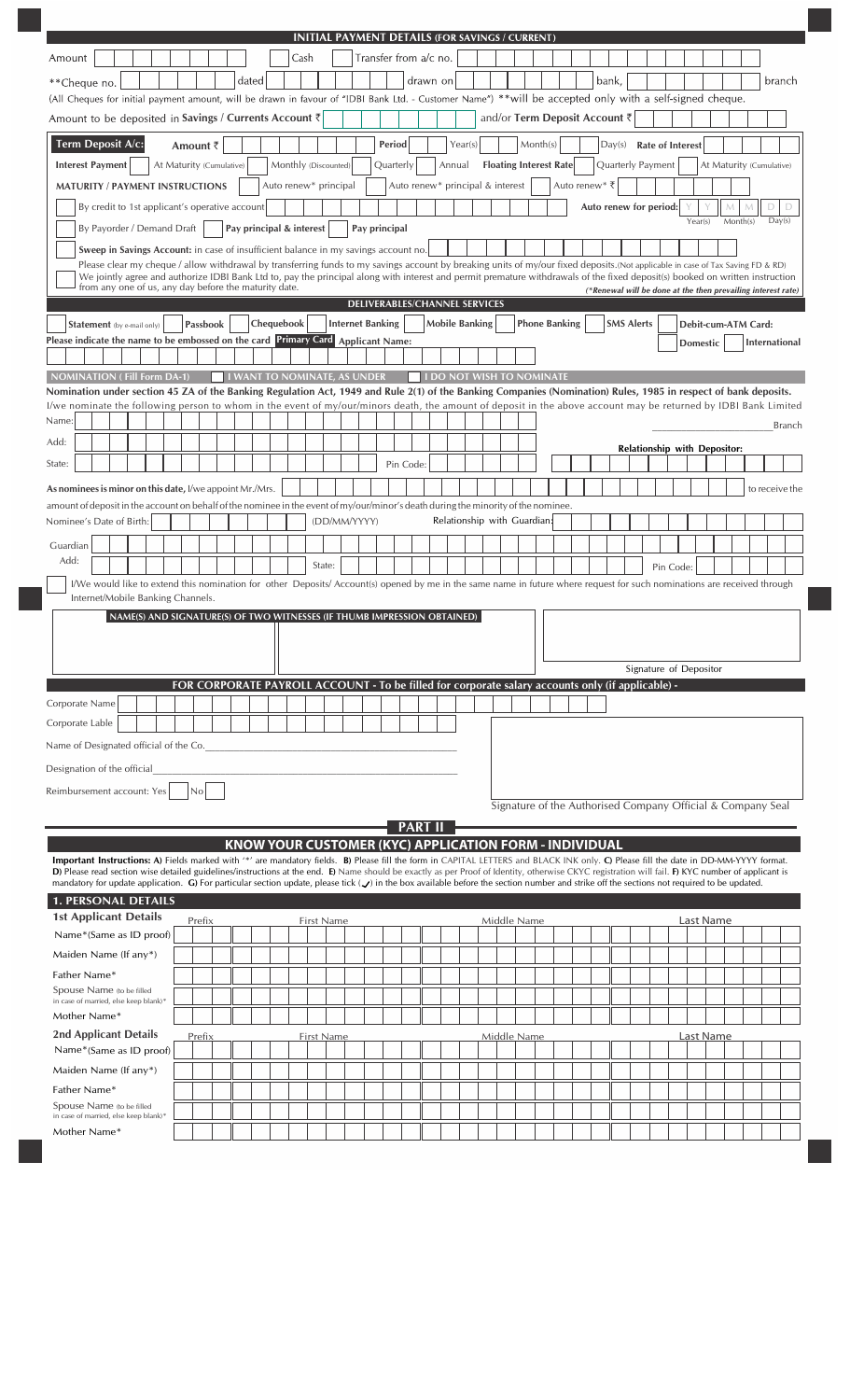## INITIAL PAYMENT DETAILS (FOR SAVINGS / CURRENT)

Amount [ ] Cash [ ] Transfer from a/c no. [ ]

**Cheque no. [ ] dated [ ] drawn on [ ] bank, [ ] branch

(All Cheques for initial payment amount, will be drawn in favour of "IDBI Bank Ltd. - Customer Name") **will be accepted only with a self-signed cheque.

Amount to be deposited in **Savings / Currents Account** ₹ [ ] and/or **Term Deposit Account** ₹ [ ]

**Term Deposit A/c:** Amount ₹ [ ] **Period** [ ] Year(s) [ ] Month(s) [ ] Day(s) **Rate of Interest** [ ]

**Interest Payment** [ ] At Maturity (Cumulative) [ ] Monthly (Discounted) [ ] Quarterly [ ] Annual **Floating Interest Rate** [ ] Quarterly Payment [ ] At Maturity (Cumulative)

**MATURITY / PAYMENT INSTRUCTIONS** [ ] Auto renew* principal [ ] Auto renew* principal & interest [ ] Auto renew* ₹ [ ]

[ ] By credit to 1st applicant's operative account [ ] **Auto renew for period:** Y Y Year(s) M M Month(s) D D Day(s)

[ ] By Payorder / Demand Draft [ ] **Pay principal & interest** [ ] **Pay principal**

[ ] **Sweep in Savings Account:** in case of insufficient balance in my savings account no. [ ]

Please clear my cheque / allow withdrawal by transferring funds to my savings account by breaking units of my/our fixed deposits.(Not applicable in case of Tax Saving FD & RD) We jointly agree and authorize IDBI Bank Ltd to, pay the principal along with interest and permit premature withdrawals of the fixed deposit(s) booked on written instruction from any one of us, any day before the maturity date.

*(*Renewal will be done at the then prevailing interest rate)*

## DELIVERABLES/CHANNEL SERVICES

[ ] **Statement** (by e-mail only) [ ] **Passbook** [ ] **Chequebook** [ ] **Internet Banking** [ ] **Mobile Banking** [ ] **Phone Banking** [ ] **SMS Alerts** [ ] **Debit-cum-ATM Card:**

Please indicate the name to be embossed on the card **Primary Card** **Applicant Name:** [ ] Domestic [ ] International

**NOMINATION ( Fill Form DA-1)** [ ] **I WANT TO NOMINATE, AS UNDER** [ ] **I DO NOT WISH TO NOMINATE**

**Nomination under section 45 ZA of the Banking Regulation Act, 1949 and Rule 2(1) of the Banking Companies (Nomination) Rules, 1985 in respect of bank deposits.**

I/we nominate the following person to whom in the event of my/our/minors death, the amount of deposit in the above account may be returned by IDBI Bank Limited ________ Branch

Name: [ ]

Add: [ ] **Relationship with Depositor:** [ ]

State: [ ] Pin Code: [ ]

**As nominees is minor on this date,** I/we appoint Mr./Mrs. [ ] to receive the amount of deposit in the account on behalf of the nominee in the event of my/our/minor's death during the minority of the nominee.

Nominee's Date of Birth: [ ] (DD/MM/YYYY) Relationship with Guardian: [ ]

Guardian [ ]

Add: [ ] State: [ ] Pin Code: [ ]

[ ] I/We would like to extend this nomination for other Deposits/ Account(s) opened by me in the same name in future where request for such nominations are received through Internet/Mobile Banking Channels.

**NAME(S) AND SIGNATURE(S) OF TWO WITNESSES (IF THUMB IMPRESSION OBTAINED)**

Signature of Depositor

## FOR CORPORATE PAYROLL ACCOUNT - To be filled for corporate salary accounts only (if applicable) -

Corporate Name [ ]

Corporate Lable [ ]

Name of Designated official of the Co.________________

Designation of the official________________

Reimbursement account: Yes [ ] No [ ]

Signature of the Authorised Company Official & Company Seal

# PART II

## KNOW YOUR CUSTOMER (KYC) APPLICATION FORM - INDIVIDUAL

**Important Instructions: A)** Fields marked with '*' are mandatory fields. **B)** Please fill the form in CAPITAL LETTERS and BLACK INK only. **C)** Please fill the date in DD-MM-YYYY format. **D)** Please read section wise detailed guidelines/instructions at the end. **E)** Name should be exactly as per Proof of Identity, otherwise CKYC registration will fail. **F)** KYC number of applicant is mandatory for update application. **G)** For particular section update, please tick (✓) in the box available before the section number and strike off the sections not required to be updated.

### 1. PERSONAL DETAILS

| **1st Applicant Details** | Prefix | First Name | Middle Name | Last Name |
|---|---|---|---|---|
| Name*(Same as ID proof) | | | | |
| Maiden Name (If any*) | | | | |
| Father Name* | | | | |
| Spouse Name (to be filled in case of married, else keep blank)* | | | | |
| Mother Name* | | | | |

| **2nd Applicant Details** | Prefix | First Name | Middle Name | Last Name |
|---|---|---|---|---|
| Name*(Same as ID proof) | | | | |
| Maiden Name (If any*) | | | | |
| Father Name* | | | | |
| Spouse Name (to be filled in case of married, else keep blank)* | | | | |
| Mother Name* | | | | |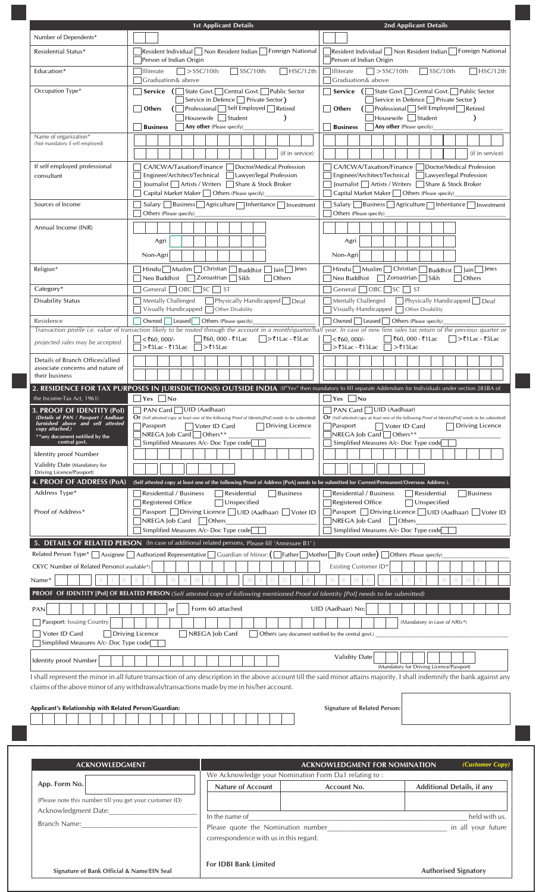| | 1st Applicant Details | 2nd Applicant Details |
|---|---|---|
| Number of Dependents* | | |
| Residential Status* | ☐ Resident Individual ☐ Non Resident Indian ☐ Foreign National ☐ Person of Indian Origin | ☐ Resident Individual ☐ Non Resident Indian ☐ Foreign National ☐ Person of Indian Origin |
| Education* | ☐ Illiterate ☐ >SSC/10th ☐ SSC/10th ☐ HSC/12th ☐ Graduation& above | ☐ Illiterate ☐ >SSC/10th ☐ SSC/10th ☐ HSC/12th ☐ Graduation& above |
| Occupation Type* | ☐ **Service** ( ☐ State Govt. ☐ Central Govt. ☐ Public Sector ☐ Service in Defence ☐ Private Sector ) ☐ **Others** ( ☐ Professional ☐ Self Employed ☐ Retired ☐ Housewife ☐ Student ) ☐ **Business** ☐ **Any other** (Please specify)\_\_\_\_\_\_\_\_ | ☐ **Service** ( ☐ State Govt. ☐ Central Govt. ☐ Public Sector ☐ Service in Defence ☐ Private Sector ) ☐ **Others** ( ☐ Professional ☐ Self Employed ☐ Retired ☐ Housewife ☐ Student ) ☐ **Business** ☐ **Any other** (Please specify)\_\_\_\_\_\_\_\_ |
| Name of organization* (Not mandatory if self employed) | (if in service) | (if in service) |
| If self employed professional consultant | ☐ CA/ICWA/Taxation/Finance ☐ Doctor/Medical Profession ☐ Engineer/Architect/Technical ☐ Lawyer/legal Profession ☐ Journalist ☐ Artists / Writers ☐ Share & Stock Broker ☐ Capital Market Maker ☐ Others (Please specify)\_\_\_\_\_\_\_\_ | ☐ CA/ICWA/Taxation/Finance ☐ Doctor/Medical Profession ☐ Engineer/Architect/Technical ☐ Lawyer/legal Profession ☐ Journalist ☐ Artists / Writers ☐ Share & Stock Broker ☐ Capital Market Maker ☐ Others (Please specify)\_\_\_\_\_\_\_\_ |
| Sources of Income | ☐ Salary ☐ Business ☐ Agriculture ☐ Inheritance ☐ Investment ☐ Others (Please specify)\_\_\_\_\_\_\_\_ | ☐ Salary ☐ Business ☐ Agriculture ☐ Inheritance ☐ Investment ☐ Others (Please specify)\_\_\_\_\_\_\_\_ |
| Annual Income (INR) | Agri: Non-Agri: | Agri: Non-Agri: |
| Religion* | ☐ Hindu ☐ Muslim ☐ Christian ☐ Buddhist ☐ Jain ☐ Jews ☐ Neo Buddhist ☐ Zoroastrian ☐ Sikh ☐ Others | ☐ Hindu ☐ Muslim ☐ Christian ☐ Buddhist ☐ Jain ☐ Jews ☐ Neo Buddhist ☐ Zoroastrian ☐ Sikh ☐ Others |
| Category* | ☐ General ☐ OBC ☐ SC ☐ ST | ☐ General ☐ OBC ☐ SC ☐ ST |
| Disability Status | ☐ Mentally Challenged ☐ Physically Handicapped ☐ Deaf ☐ Visually Handicapped ☐ Other Disability | ☐ Mentally Challenged ☐ Physically Handicapped ☐ Deaf ☐ Visually Handicapped ☐ Other Disability |
| Residence | ☐ Owned ☐ Leased ☐ Others (Please specify)\_\_\_\_\_\_\_\_ | ☐ Owned ☐ Leased ☐ Others (Please specify)\_\_\_\_\_\_\_\_ |

*Transaction profile i.e. value of transaction likely to be routed through the account in a month/quarter/half year. In case of new firm sales tax return of the previous quarter or projected sales may be accepted.*

| | 1st Applicant | 2nd Applicant |
|---|---|---|
| Transaction profile | ☐ <₹60, 000/- ☐ ₹60, 000 - ₹1Lac ☐ >₹1Lac - ₹5Lac ☐ >₹5Lac - ₹15Lac ☐ >₹15Lac | ☐ <₹60, 000/- ☐ ₹60, 000 - ₹1Lac ☐ >₹1Lac - ₹5Lac ☐ >₹5Lac - ₹15Lac ☐ >₹15Lac |
| Details of Branch Offices/allied associate concerns and nature of their business | | |

## 2. RESIDENCE FOR TAX PURPOSES IN JURISDICTION(S) OUTSIDE INDIA (If"Yes" then mandatory to fill separate Addendum for Individuals under section 285BA of the Income-Tax Act, 1961)

| | 1st Applicant | 2nd Applicant |
|---|---|---|
| | ☐ Yes ☐ No | ☐ Yes ☐ No |
| **3. PROOF OF IDENTITY (PoI)** *(Details of PAN / Passport / Aadhaar furnished above and self attested copy attached.)* **any document notified by the central govt. | ☐ PAN Card ☐ UID (Aadhaar) Or (Self attested copy at least one of the following Proof of Identity[PoI] needs to be submitted) ☐ Passport ☐ Voter ID Card ☐ Driving Licence ☐ NREGA Job Card ☐ Others\*\*\_\_\_\_\_\_\_\_ ☐ Simplified Measures A/c- Doc Type code | ☐ PAN Card ☐ UID (Aadhaar) Or (Self attested copy at least one of the following Proof of Identity[PoI] needs to be submitted) ☐ Passport ☐ Voter ID Card ☐ Driving Licence ☐ NREGA Job Card ☐ Others\*\*\_\_\_\_\_\_\_\_ ☐ Simplified Measures A/c- Doc Type code |
| Identity proof Number | | |
| Validity Date (Mandatory for Driving Licence/Passport) | | |

## 4. PROOF OF ADDRESS (PoA)

(Self attested copy at least one of the following Proof of Address [PoA] needs to be submitted for Current/Permanent/Overseas Address ).

| | 1st Applicant | 2nd Applicant |
|---|---|---|
| Address Type* | ☐ Residential / Business ☐ Residential ☐ Business ☐ Registered Office ☐ Unspecified | ☐ Residential / Business ☐ Residential ☐ Business ☐ Registered Office ☐ Unspecified |
| Proof of Address* | ☐ Passport ☐ Driving Licence ☐ UID (Aadhaar) ☐ Voter ID ☐ NREGA Job Card ☐ Others\_\_\_\_\_\_\_\_ ☐ Simplified Measures A/c- Doc Type code | ☐ Passport ☐ Driving Licence ☐ UID (Aadhaar) ☐ Voter ID ☐ NREGA Job Card ☐ Others\_\_\_\_\_\_\_\_ ☐ Simplified Measures A/c- Doc Type code |

## 5. DETAILS OF RELATED PERSON (In case of additional related persons, Please fill 'Annexure B1')

Related Person Type* ☐ Assignee ☐ Authorized Representative ☐ Guardian of Minor: ( ☐ Father ☐ Mother ☐ By Court order) ☐ Others (Please specify)\_\_\_\_\_\_\_\_

CKYC Number of Related Person(if available*) \_\_\_\_\_\_\_\_ Existing Customer ID* \_\_\_\_\_\_\_\_

Name* FIRST NAME MIDDLE NAME LAST NAME

**PROOF OF IDENTITY [PoI] OF RELATED PERSON** *(Self attested copy of following mentioned Proof of Identity [PoI] needs to be submitted)*

PAN \_\_\_\_\_\_\_\_ or ☐ Form 60 attached UID (Aadhaar) No: \_\_\_\_\_\_\_\_

☐ Passport: Issuing Country \_\_\_\_\_\_\_\_ (Mandatory in case of NRIs*)

☐ Voter ID Card ☐ Driving Licence ☐ NREGA Job Card ☐ Others (any document notified by the central govt.) \_\_\_\_\_\_\_\_

☐ Simplified Measures A/c- Doc Type code

Identity proof Number \_\_\_\_\_\_\_\_ Validity Date \_\_\_\_\_\_\_\_ (Mandatory for Driving Licence/Passport)

I shall represent the minor in all future transaction of any description in the above account till the said minor attains majority. I shall indemnify the bank against any claims of the above minor of any withdrawals/transactions made by me in his/her account.

**Applicant's Relationship with Related Person/Guardian:** \_\_\_\_\_\_\_\_

**Signature of Related Person:** \_\_\_\_\_\_\_\_

---

### ACKNOWLEDGMENT

**App. Form No.** \_\_\_\_\_\_\_\_

(Please note this number till you get your customer ID)

Acknowledgment Date:\_\_\_\_\_\_\_\_

Branch Name:\_\_\_\_\_\_\_\_

**Signature of Bank Official & Name/EIN Seal**

### ACKNOWLEDGMENT FOR NOMINATION *(Customer Copy)*

We Acknowledge your Nomination Form Da1 relating to :

| Nature of Account | Account No. | Additional Details, if any |
|---|---|---|
| | | |

In the name of\_\_\_\_\_\_\_\_ held with us.

Please quote the Nomination number\_\_\_\_\_\_\_\_ in all your future correspondence with us in this regard.

**For IDBI Bank Limited**

**Authorised Signatory**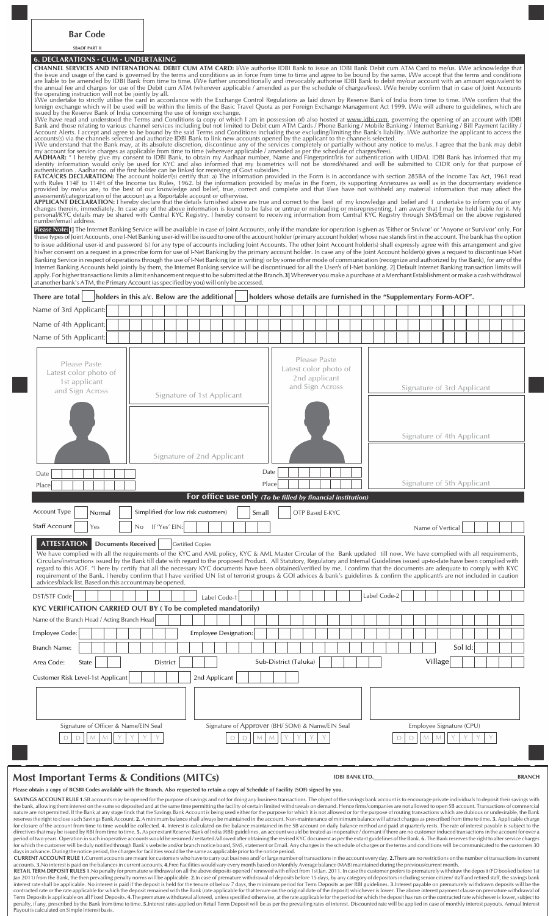**Bar Code**

SBAOF PART II

## 6. DECLARATIONS - CUM - UNDERTAKING

**CHANNEL SERVICES AND INTERNATIONAL DEBIT CUM ATM CARD:** I/We authorise IDBI Bank to issue an IDBI Bank Debit cum ATM Card to me/us. I/We acknowledge that the issue and usage of the card is governed by the terms and conditions as in force from time to time and agree to be bound by the same. I/We accept that the terms and conditions are liable to be amended by IDBI Bank from time to time. I/We further unconditionally and irrevocably authorise IDBI Bank to debit my/our account with an amount equivalent to the annual fee and charges for use of the Debit cum ATM (wherever applicable / amended as per the schedule of charges/fees). I/We hereby confirm that in case of Joint Accounts the operating instruction will not be jointly by all.

I/We undertake to strictly utilise the card in accordance with the Exchange Control Regulations as laid down by Reserve Bank of India from time to time. I/We confirm that the foreign exchange which will be used will be within the limits of the Basic Travel Quota as per Foreign Exchange Management Act 1999. I/We will adhere to guidelines, which are issued by the Reserve Bank of India concerning the use of foreign exchange.

I/We have read and understood the Terms and Conditions (a copy of which I am in possession of) also hosted at www.idbi.com, governing the opening of an account with IDBI Bank and those relating to various channel services including but not limited to Debit cum ATM Cards / Phone Banking / Mobile Banking / Internet Banking / Bill Payment facility / Account Alerts. I accept and agree to be bound by the said Terms and Conditions including those excluding/limiting the Bank's liability. I/We authorize the applicant to access the accounts(s) via the channels selected and authorize IDBI Bank to link new accounts opened by the applicant to the channels selected.

I/We understand that the Bank may, at its absolute discretion, discontinue any of the services completely or partially without any notice to me/us. I agree that the bank may debit my account for service charges as applicable from time to time (wherever applicable / amended as per the schedule of charges/fees).

**AADHAAR:** " I hereby give my consent to IDBI Bank, to obtain my Aadhaar number, Name and Fingerprint/Iris for authentication with UIDAI. IDBI Bank has informed that my identity information would only be used for KYC and also informed that my biometrics will not be stored/shared and will be submitted to CIDR only for that purpose of authentication . Aadhar no. of the first holder can be linked for receiving of Govt subsidies."

**FATCA/CRS DECLARATION:** The account holder/(s) certify that: a) The information provided in the Form is in accordance with section 285BA of the Income Tax Act, 1961 read with Rules 114F to 114H of the Income tax Rules, 1962. b) the information provided by me/us in the Form, its supporting Annexures as well as in the documentary evidence provided by me/us are, to the best of our knowledge and belief, true, correct and complete and that I/we have not withheld any material information that may affect the assessment/categorization of the account as a Reportable account or otherwise.

**APPLICANT DECLARATION:** I hereby declare that the details furnished above are true and correct to the best of my knowledge and belief and I undertake to inform you of any changes therein, immediately. In case any of the above information is found to be false or untrue or misleading or misrepresenting, I am aware that I may be held liable for it. My personal/KYC details may be shared with Central KYC Registry. I hereby consent to receiving information from Central KYC Registry through SMS/Email on the above registered number/email address.

**Please Note: 1]** The Internet Banking Service will be available in case of Joint Accounts, only if the mandate for operation is given as 'Either or Srvivor' or 'Anyone or Survivor' only. For these types of Joint Accounts, one I-Net Banking user-id will be issued to one of the account holder (primary account holder) whose nae stands first in the account. The bank has the option to issue additional user-id and password (s) for any type of accounts including Joint Accounts. The other Joint Account holder(s) shall expressly agree with this arrangement and give his/her consent on a request in a prescribe form for use of I-Net Banking by the primary account holder. In case any of the Joint Account holder(s) gives a request to discontinue I-Net Banking Service in respect of operations through the use of I-Net Banking (or in writing) or by some other mode of communication (recognize and authorized by the Bank), for any of the Internet Banking Accounts held jointly by them, the Internet Banking service will be discontinued for all the User/s of I-Net banking. 2] Default Internet Banking transaction limits will apply. For higher transactions limits a limit enhancement request to be submitted at the Branch. **3]** Wherever you make a purchase at a Merchant Establishment or make a cash withdrawal at another bank's ATM, the Primary Account (as specified by you) will only be accessed.

**There are total [ ] holders in this a/c. Below are the additional [ ] holders whose details are furnished in the "Supplementary Form-AOF".**

Name of 3rd Applicant:

Name of 4th Applicant:

Name of 5th Applicant:

Please Paste Latest color photo of 1st applicant and Sign Across

Signature of 1st Applicant

Signature of 2nd Applicant

Please Paste Latest color photo of 2nd applicant and Sign Across

Signature of 3rd Applicant

Signature of 4th Applicant

Signature of 5th Applicant

Date

Place

Date

Place

### For office use only *(To be filled by financial institution)*

Account Type [ ] Normal [ ] Simplified (for low risk customers) [ ] Small [ ] OTP Based E-KYC

Staff Account [ ] Yes [ ] No If 'Yes' EIN: Name of Vertical

**ATTESTATION** **Documents Received** [ ] Certified Copies

We have complied with all the requirements of the KYC and AML policy, KYC & AML Master Circular of the Bank updated till now. We have complied with all requirements, Circulars/instructions issued by the Bank till date with regard to the proposed Product. All Statutory, Regulatory and Internal Guidelines issued up-to-date have been complied with regard to this AOF. "I here by certify that all the necessary KYC documents have been obtained/verified by me. I confirm that the documents are adequate to comply with KYC requirement of the Bank. I hereby confirm that I have verified UN list of terrorist groups & GOI advices & bank's guidelines & confirm the applicant/s are not included in caution advices/black list. Based on this account may be opened.

DST/STF Code Label Code-1 Label Code-2

**KYC VERIFICATION CARRIED OUT BY ( To be completed mandatorily)**

Name of the Branch Head / Acting Branch Head

Employee Code: Employee Designation:

Branch Name: Sol Id:

Area Code: State District Sub-District (Taluka) Village

Customer Risk Level-1st Applicant 2nd Applicant

Signature of Officer & Name/EIN Seal D D M M Y Y Y Y

Signature of Approver (BH/ SOM) & Name/EIN Seal D D M M Y Y Y Y

Employee Signature (CPU) D D M M Y Y Y Y

## Most Important Terms & Conditions (MITCs)

IDBI BANK LTD.\_\_\_\_\_\_\_\_\_\_\_\_\_\_\_\_\_\_\_\_BRANCH

**Please obtain a copy of BCSBI Codes available with the Branch. Also requested to retain a copy of Schedule of Facility (SOF) signed by you.**

**SAVINGS ACCOUNT RULE 1.** SB accounts may be opened for the purpose of savings and not for doing any business transactions. The object of the savings bank account is to encourage private individuals to deposit their savings with the bank, allowing them interest on the sums so deposited and at the same time permitting the facility of certain limited withdrawals on demand. Hence firms/companies are not allowed to open SB account. Transactions of commercial nature are not permitted. If the Bank at any stage finds that the Savings Bank Account is being used either for the purpose for which it is not allowed or for the purpose of routing transactions which are dubious or undesirable, the Bank reserves the right to close such Savings Bank Account. **2.** A minimum balance shall always be maintained in the account. Non-maintenance of minimum balance will attract charges as prescribed from time to time. **3.** Applicable charge for closure of the account from time to time would be collected. **4.** Interest is calculated on the balance maintained in the SB account on daily balance method and paid at quarterly rests. The rate of interest payable is subject to the directives that may be issued by RBI from time to time. **5.** As per extant Reserve Bank of India (RBI) guidelines, an account would be treated as inoperative / dormant if there are no customer induced transactions in the account for over a period of two years. Operation in such inoperative accounts would be resumed / restarted /allowed after obtaining the revised KYC document as per the extant guidelines of the Bank. **6.** The Bank reserves the right to alter service charges for which the customer will be duly notified through Bank's website and/or branch notice board, SMS, statement or Email. Any changes in the schedule of charges or the terms and conditions will be communicated to the customers 30 days in advance. During the notice period, the charges for facilities would be the same as applicable prior to the notice period.

**CURRENT ACCOUNT RULE 1.** Current accounts are meant for customers who have to carry out business and/ or large number of transactions in the account every day. **2.** There are no restrictions on the number of transactions in current accounts. **3.** No interest is paid on the balances in current accounts, **4.** Free Facilities would vary every month based on Monthly Average balance (MAB) maintained during the previous/current month.

**RETAIL TERM DEPOSIT RULES 1.** No penalty for premature withdrawal on all the above deposits opened / renewed with effect from 1st Jan. 2011. In case the customer prefers to prematurely withdraw the deposit (FD booked before 1st Jan 2011) from the Bank, the then prevailing penalty norms will be applicable. **2.** In case of premature withdrawal of deposits before 15 days, by any category of depositors including senior citizen/ staff and retired staff, the savings bank interest rate shall be applicable. No interest is paid if the deposit is held for the tenure of below 7 days, the minimum period for Term Deposits as per RBI guidelines. **3.** Interest payable on prematurely withdrawn deposits will be the contracted rate or the rate applicable for which the deposit remained with the Bank (rate applicable for that tenure on the original date of the deposit) whichever is lower. The above interest payment clause on premature withdrawal of Term Deposits is applicable on all Fixed Deposits. **4.** The premature withdrawal allowed, unless specified otherwise, at the rate applicable for the period for which the deposit has run or the contracted rate whichever is lower, subject to penalty, if any, prescribed by the Bank from time to time. **5.** Interest rates applied on Retail Term Deposit will be as per the prevailing rates of interest. Discounted rate will be applied in case of monthly interest payouts. Annual Interest Payout is calculated on Simple Interest basis.